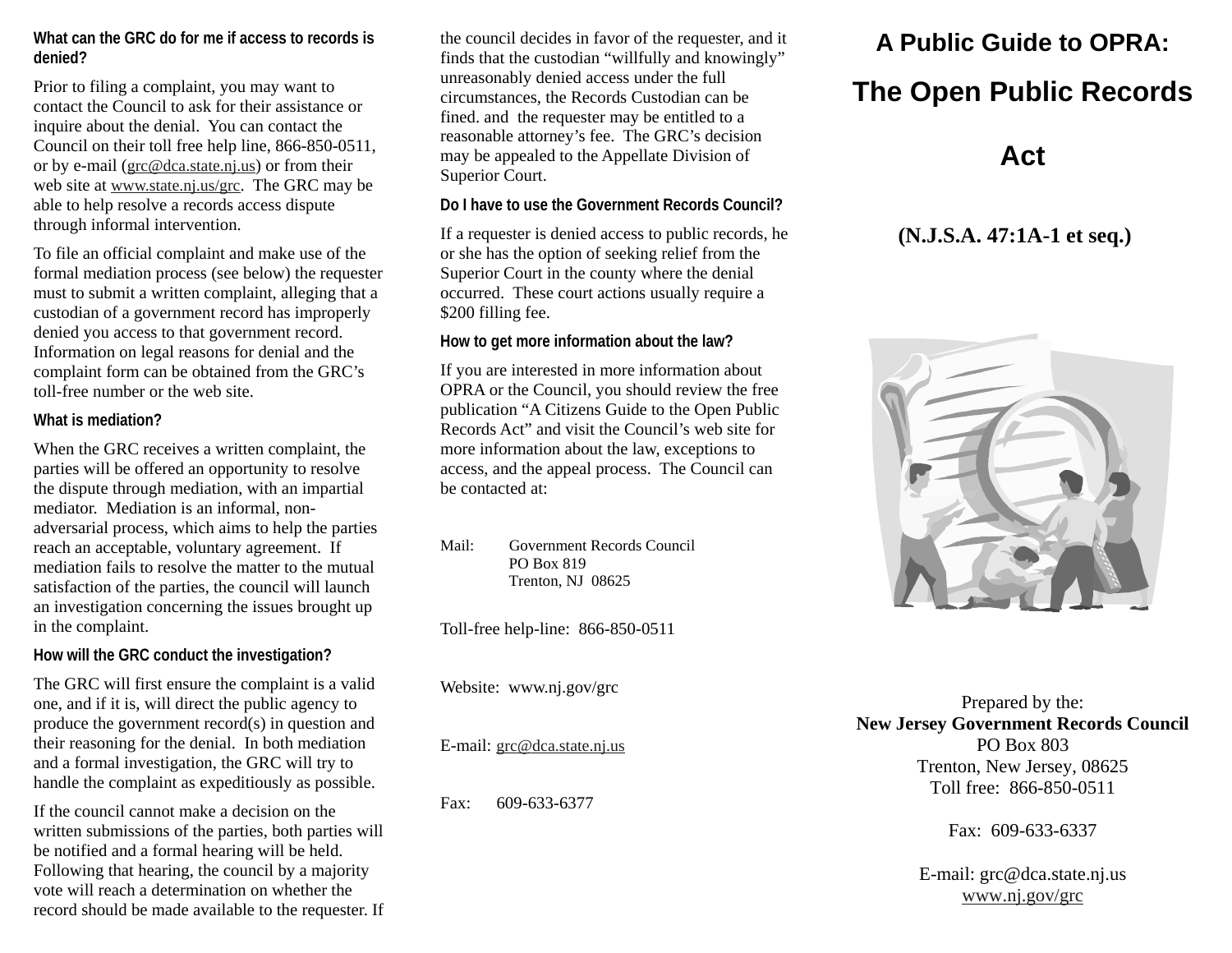### What can the GRC do for me if access to records is denied?

Prior to filing a complaint, you may want to contact the Council to ask for their assistance or inquire about the denial. You can contact the Council on their toll free help line, 866-850-0511, or by e-mail (grc@dca.state.nj.us) or from their web site at www.state.nj.us/grc. The GRC may be able to help resolve a records access dispute through informal intervention.

To file an official complaint and make use of the formal mediation process (see below) the requester must to submit a written complaint, alleging that a custodian of a government record has improperly denied you access to that government record. Information on legal reasons for denial and the complaint form can be obtained from the GRC's toll-free number or the web site.

### What is mediation?

When the GRC receives a written complaint, the parties will be offered an opportunity to resolve the dispute through mediation, with an impartial mediator. Mediation is an informal, non-adversarial process, which aims to help the parties reach an acceptable, voluntary agreement. If mediation fails to resolve the matter to the mutual satisfaction of the parties, the council will launch an investigation concerning the issues brought up in the complaint.

### How will the GRC conduct the investigation?

The GRC will first ensure the complaint is a valid one, and if it is, will direct the public agency to produce the government record(s) in question and their reasoning for the denial. In both mediation and a formal investigation, the GRC will try to handle the complaint as expeditiously as possible.

If the council cannot make a decision on the written submissions of the parties, both parties will be notified and a formal hearing will be held. Following that hearing, the council by a majority vote will reach a determination on whether the record should be made available to the requester. If the council decides in favor of the requester, and it finds that the custodian "willfully and knowingly" unreasonably denied access under the full circumstances, the Records Custodian can be fined. and the requester may be entitled to a reasonable attorney's fee. The GRC's decision may be appealed to the Appellate Division of Superior Court.

### Do I have to use the Government Records Council?

If a requester is denied access to public records, he or she has the option of seeking relief from the Superior Court in the county where the denial occurred. These court actions usually require a $200 filling fee.

### How to get more information about the law?

If you are interested in more information about OPRA or the Council, you should review the free publication "A Citizens Guide to the Open Public Records Act" and visit the Council's web site for more information about the law, exceptions to access, and the appeal process. The Council can be contacted at:

Mail: Government Records Council
PO Box 819
Trenton, NJ 08625

Toll-free help-line: 866-850-0511

Website: www.nj.gov/grc

E-mail: grc@dca.state.nj.us

Fax: 609-633-6377

# A Public Guide to OPRA:

# The Open Public Records Act

**(N.J.S.A. 47:1A-1 et seq.)**

Prepared by the:
**New Jersey Government Records Council**
PO Box 803
Trenton, New Jersey, 08625
Toll free: 866-850-0511

Fax: 609-633-6337

E-mail: grc@dca.state.nj.us
www.nj.gov/grc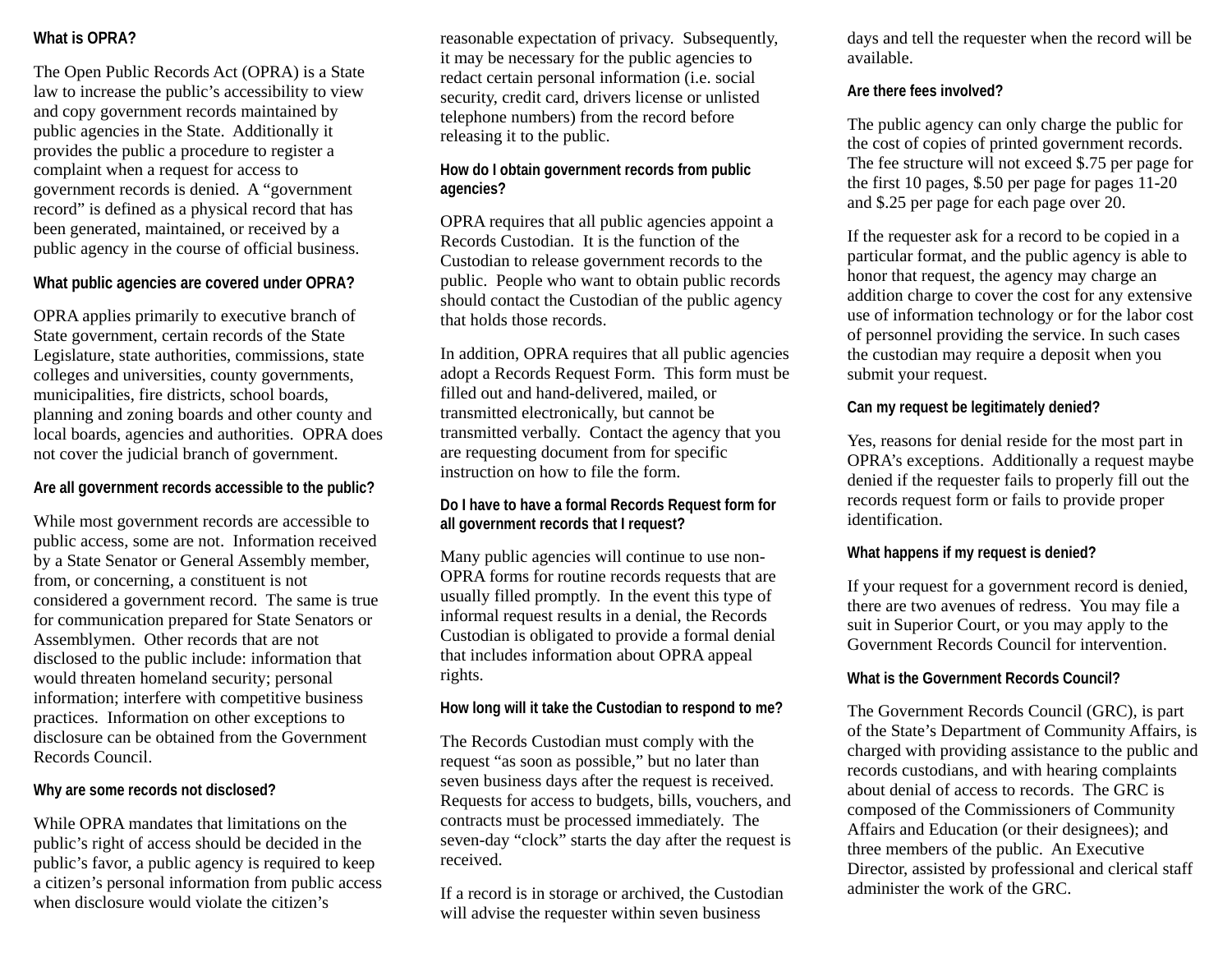### What is OPRA?

The Open Public Records Act (OPRA) is a State law to increase the public's accessibility to view and copy government records maintained by public agencies in the State. Additionally it provides the public a procedure to register a complaint when a request for access to government records is denied. A "government record" is defined as a physical record that has been generated, maintained, or received by a public agency in the course of official business.

### What public agencies are covered under OPRA?

OPRA applies primarily to executive branch of State government, certain records of the State Legislature, state authorities, commissions, state colleges and universities, county governments, municipalities, fire districts, school boards, planning and zoning boards and other county and local boards, agencies and authorities. OPRA does not cover the judicial branch of government.

### Are all government records accessible to the public?

While most government records are accessible to public access, some are not. Information received by a State Senator or General Assembly member, from, or concerning, a constituent is not considered a government record. The same is true for communication prepared for State Senators or Assemblymen. Other records that are not disclosed to the public include: information that would threaten homeland security; personal information; interfere with competitive business practices. Information on other exceptions to disclosure can be obtained from the Government Records Council.

### Why are some records not disclosed?

While OPRA mandates that limitations on the public's right of access should be decided in the public's favor, a public agency is required to keep a citizen's personal information from public access when disclosure would violate the citizen's reasonable expectation of privacy. Subsequently, it may be necessary for the public agencies to redact certain personal information (i.e. social security, credit card, drivers license or unlisted telephone numbers) from the record before releasing it to the public.

### How do I obtain government records from public agencies?

OPRA requires that all public agencies appoint a Records Custodian. It is the function of the Custodian to release government records to the public. People who want to obtain public records should contact the Custodian of the public agency that holds those records.

In addition, OPRA requires that all public agencies adopt a Records Request Form. This form must be filled out and hand-delivered, mailed, or transmitted electronically, but cannot be transmitted verbally. Contact the agency that you are requesting document from for specific instruction on how to file the form.

### Do I have to have a formal Records Request form for all government records that I request?

Many public agencies will continue to use non-OPRA forms for routine records requests that are usually filled promptly. In the event this type of informal request results in a denial, the Records Custodian is obligated to provide a formal denial that includes information about OPRA appeal rights.

### How long will it take the Custodian to respond to me?

The Records Custodian must comply with the request "as soon as possible," but no later than seven business days after the request is received. Requests for access to budgets, bills, vouchers, and contracts must be processed immediately. The seven-day "clock" starts the day after the request is received.

If a record is in storage or archived, the Custodian will advise the requester within seven business days and tell the requester when the record will be available.

### Are there fees involved?

The public agency can only charge the public for the cost of copies of printed government records. The fee structure will not exceed $.75 per page for the first 10 pages, $.50 per page for pages 11-20 and $.25 per page for each page over 20.

If the requester ask for a record to be copied in a particular format, and the public agency is able to honor that request, the agency may charge an addition charge to cover the cost for any extensive use of information technology or for the labor cost of personnel providing the service. In such cases the custodian may require a deposit when you submit your request.

### Can my request be legitimately denied?

Yes, reasons for denial reside for the most part in OPRA's exceptions. Additionally a request maybe denied if the requester fails to properly fill out the records request form or fails to provide proper identification.

### What happens if my request is denied?

If your request for a government record is denied, there are two avenues of redress. You may file a suit in Superior Court, or you may apply to the Government Records Council for intervention.

### What is the Government Records Council?

The Government Records Council (GRC), is part of the State's Department of Community Affairs, is charged with providing assistance to the public and records custodians, and with hearing complaints about denial of access to records. The GRC is composed of the Commissioners of Community Affairs and Education (or their designees); and three members of the public. An Executive Director, assisted by professional and clerical staff administer the work of the GRC.